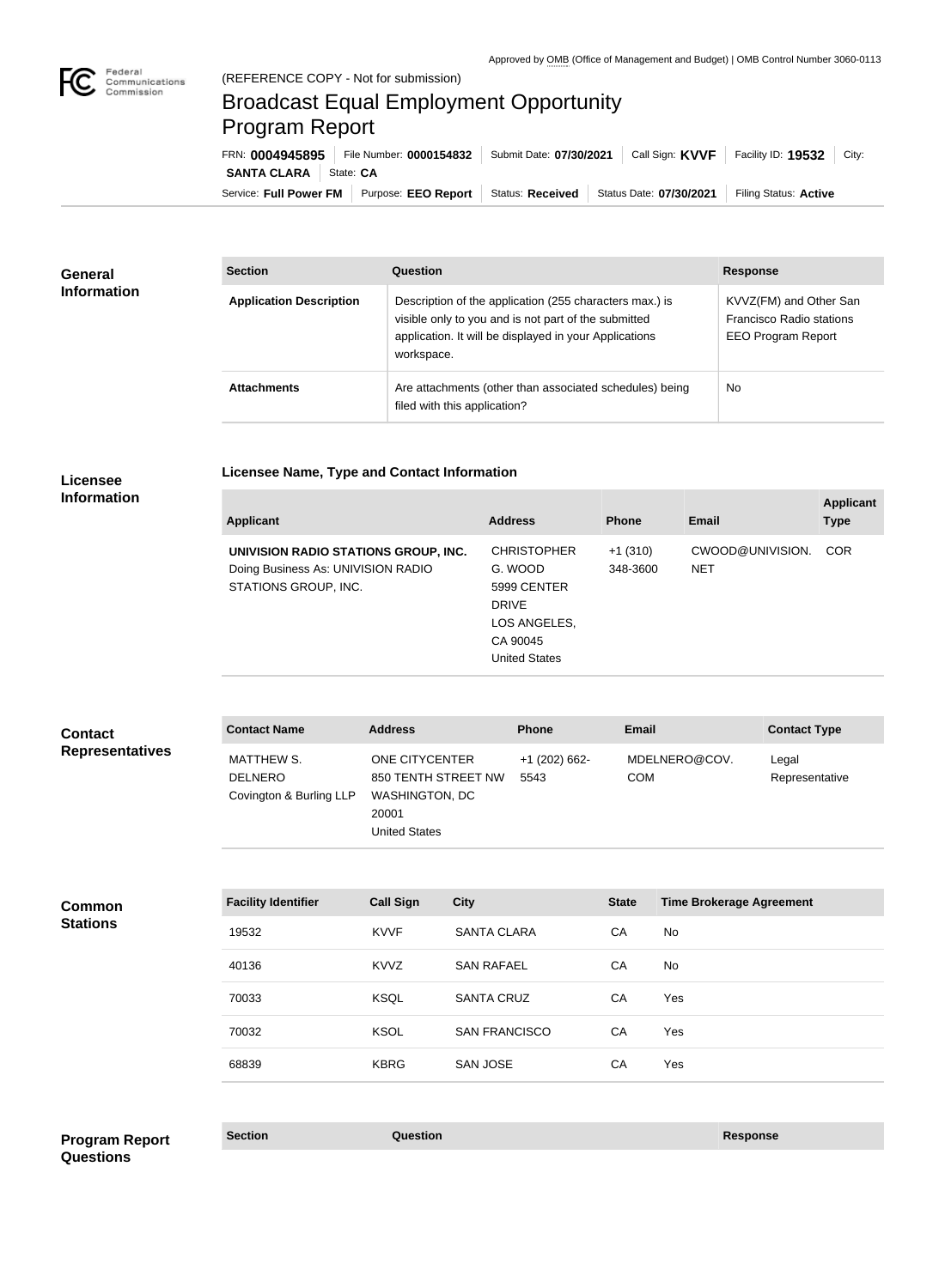Approved by OMB (Office of Management and Budget) | OMB Control Number 3060-0113

(REFERENCE COPY - Not for submission)

# Broadcast Equal Employment Opportunity Program Report

FRN: **0004945895** | File Number: **0000154832** | Submit Date: **07/30/2021** | Call Sign: **KVVF** | Facility ID: **19532** | City: **SANTA CLARA** | State: **CA**

Service: **Full Power FM** | Purpose: **EEO Report** | Status: **Received** | Status Date: **07/30/2021** | Filing Status: **Active**

## General Information

| Section | Question | Response |
| --- | --- | --- |
| **Application Description** | Description of the application (255 characters max.) is visible only to you and is not part of the submitted application. It will be displayed in your Applications workspace. | KVVZ(FM) and Other San Francisco Radio stations EEO Program Report |
| **Attachments** | Are attachments (other than associated schedules) being filed with this application? | No |

## Licensee Information

### Licensee Name, Type and Contact Information

| Applicant | Address | Phone | Email | Applicant Type |
| --- | --- | --- | --- | --- |
| **UNIVISION RADIO STATIONS GROUP, INC.** Doing Business As: UNIVISION RADIO STATIONS GROUP, INC. | CHRISTOPHER G. WOOD 5999 CENTER DRIVE LOS ANGELES, CA 90045 United States | +1 (310) 348-3600 | CWOOD@UNIVISION.NET | COR |

## Contact Representatives

| Contact Name | Address | Phone | Email | Contact Type |
| --- | --- | --- | --- | --- |
| MATTHEW S. DELNERO Covington & Burling LLP | ONE CITYCENTER 850 TENTH STREET NW WASHINGTON, DC 20001 United States | +1 (202) 662-5543 | MDELNERO@COV.COM | Legal Representative |

## Common Stations

| Facility Identifier | Call Sign | City | State | Time Brokerage Agreement |
| --- | --- | --- | --- | --- |
| 19532 | KVVF | SANTA CLARA | CA | No |
| 40136 | KVVZ | SAN RAFAEL | CA | No |
| 70033 | KSQL | SANTA CRUZ | CA | Yes |
| 70032 | KSOL | SAN FRANCISCO | CA | Yes |
| 68839 | KBRG | SAN JOSE | CA | Yes |

## Program Report Questions

| Section | Question | Response |
| --- | --- | --- |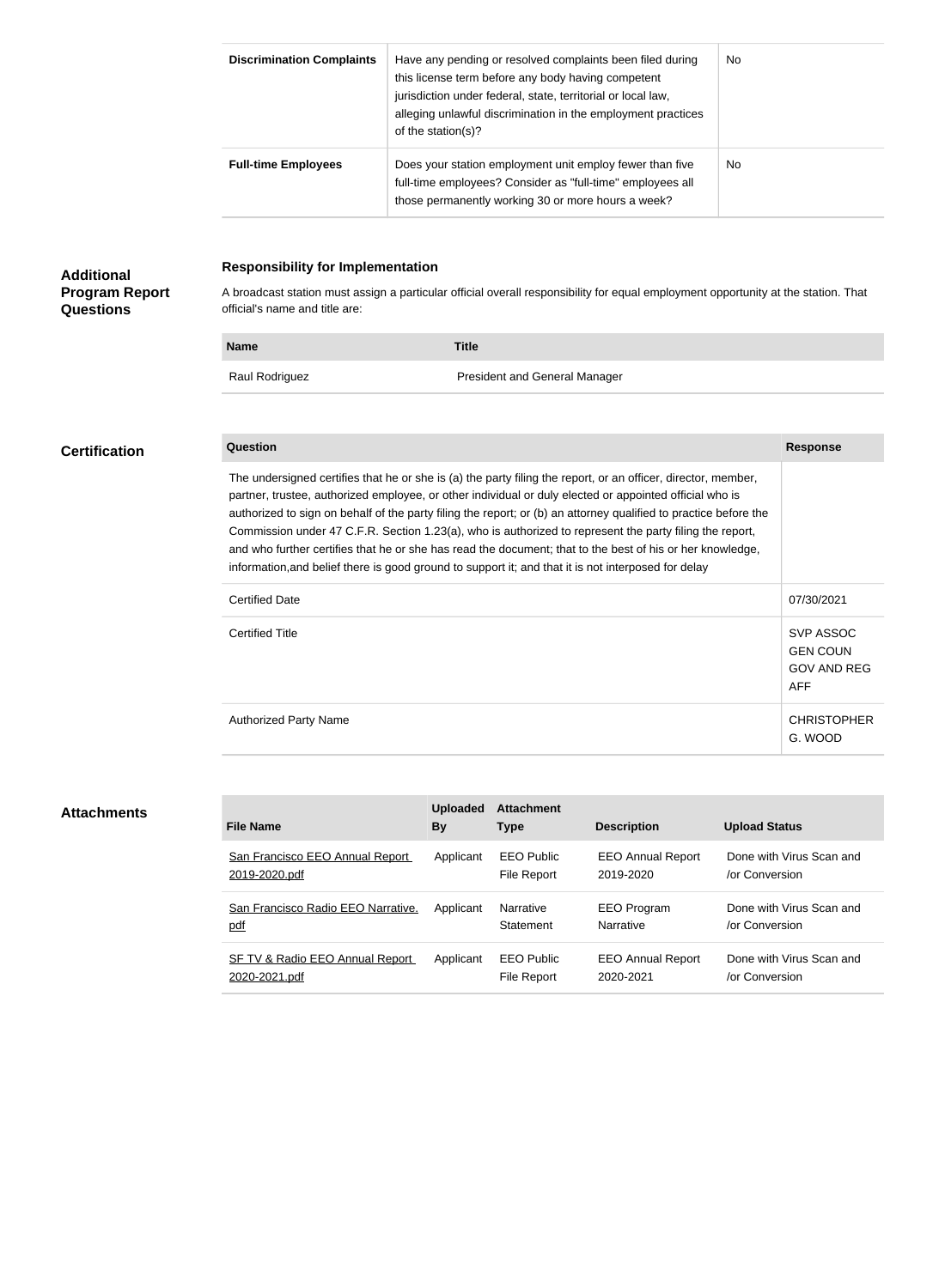| | | |
|---|---|---|
| **Discrimination Complaints** | Have any pending or resolved complaints been filed during this license term before any body having competent jurisdiction under federal, state, territorial or local law, alleging unlawful discrimination in the employment practices of the station(s)? | No |
| **Full-time Employees** | Does your station employment unit employ fewer than five full-time employees? Consider as "full-time" employees all those permanently working 30 or more hours a week? | No |

## Additional Program Report Questions

### Responsibility for Implementation

A broadcast station must assign a particular official overall responsibility for equal employment opportunity at the station. That official's name and title are:

| Name | Title |
|---|---|
| Raul Rodriguez | President and General Manager |

## Certification

| Question | Response |
|---|---|
| The undersigned certifies that he or she is (a) the party filing the report, or an officer, director, member, partner, trustee, authorized employee, or other individual or duly elected or appointed official who is authorized to sign on behalf of the party filing the report; or (b) an attorney qualified to practice before the Commission under 47 C.F.R. Section 1.23(a), who is authorized to represent the party filing the report, and who further certifies that he or she has read the document; that to the best of his or her knowledge, information,and belief there is good ground to support it; and that it is not interposed for delay | |
| Certified Date | 07/30/2021 |
| Certified Title | SVP ASSOC GEN COUN GOV AND REG AFF |
| Authorized Party Name | CHRISTOPHER G. WOOD |

## Attachments

| File Name | Uploaded By | Attachment Type | Description | Upload Status |
|---|---|---|---|---|
| San Francisco EEO Annual Report 2019-2020.pdf | Applicant | EEO Public File Report | EEO Annual Report 2019-2020 | Done with Virus Scan and /or Conversion |
| San Francisco Radio EEO Narrative.pdf | Applicant | Narrative Statement | EEO Program Narrative | Done with Virus Scan and /or Conversion |
| SF TV & Radio EEO Annual Report 2020-2021.pdf | Applicant | EEO Public File Report | EEO Annual Report 2020-2021 | Done with Virus Scan and /or Conversion |